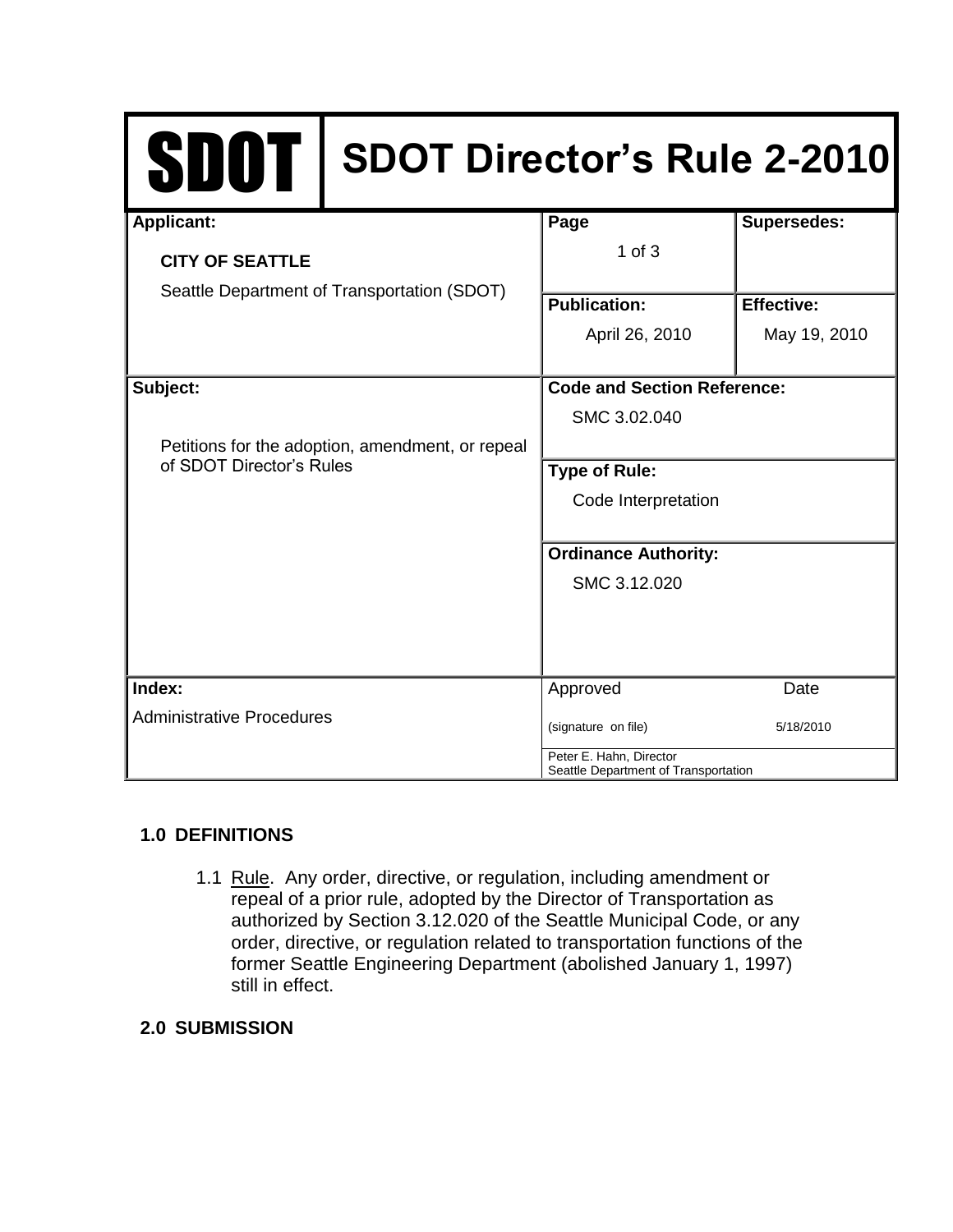# SDOT Director's Rule 2-2010

| Applicant: | Page | Supersedes: |
|---|---|---|
| **CITY OF SEATTLE**<br>Seattle Department of Transportation (SDOT) | 1 of 3 | |
| | **Publication:**<br>April 26, 2010 | **Effective:**<br>May 19, 2010 |
| **Subject:**<br>Petitions for the adoption, amendment, or repeal of SDOT Director's Rules | **Code and Section Reference:**<br>SMC 3.02.040 | |
| | **Type of Rule:**<br>Code Interpretation | |
| | **Ordinance Authority:**<br>SMC 3.12.020 | |
| **Index:**<br>Administrative Procedures | Approved<br>(signature on file) | Date<br>5/18/2010 |
| | Peter E. Hahn, Director<br>Seattle Department of Transportation | |

## 1.0 DEFINITIONS

1.1 Rule. Any order, directive, or regulation, including amendment or repeal of a prior rule, adopted by the Director of Transportation as authorized by Section 3.12.020 of the Seattle Municipal Code, or any order, directive, or regulation related to transportation functions of the former Seattle Engineering Department (abolished January 1, 1997) still in effect.

## 2.0 SUBMISSION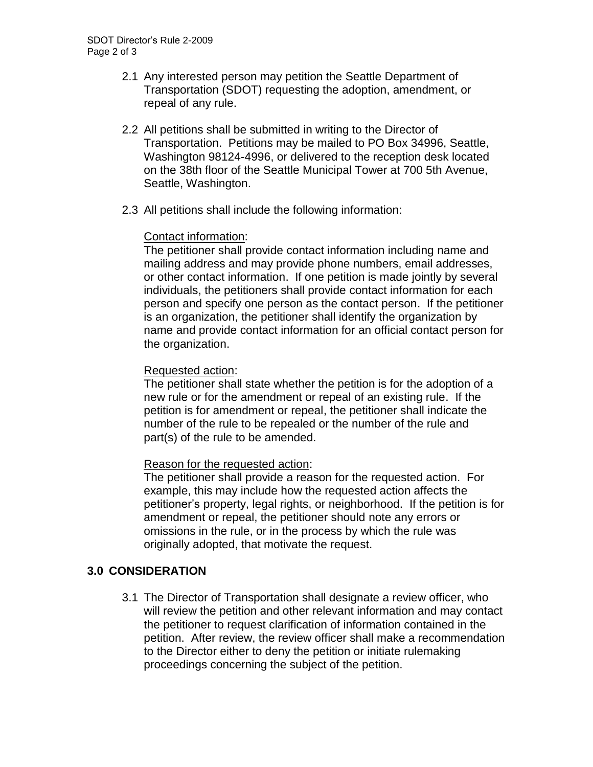2.1 Any interested person may petition the Seattle Department of Transportation (SDOT) requesting the adoption, amendment, or repeal of any rule.

2.2 All petitions shall be submitted in writing to the Director of Transportation. Petitions may be mailed to PO Box 34996, Seattle, Washington 98124-4996, or delivered to the reception desk located on the 38th floor of the Seattle Municipal Tower at 700 5th Avenue, Seattle, Washington.

2.3 All petitions shall include the following information:

<u>Contact information</u>:
The petitioner shall provide contact information including name and mailing address and may provide phone numbers, email addresses, or other contact information. If one petition is made jointly by several individuals, the petitioners shall provide contact information for each person and specify one person as the contact person. If the petitioner is an organization, the petitioner shall identify the organization by name and provide contact information for an official contact person for the organization.

<u>Requested action</u>:
The petitioner shall state whether the petition is for the adoption of a new rule or for the amendment or repeal of an existing rule. If the petition is for amendment or repeal, the petitioner shall indicate the number of the rule to be repealed or the number of the rule and part(s) of the rule to be amended.

<u>Reason for the requested action</u>:
The petitioner shall provide a reason for the requested action. For example, this may include how the requested action affects the petitioner's property, legal rights, or neighborhood. If the petition is for amendment or repeal, the petitioner should note any errors or omissions in the rule, or in the process by which the rule was originally adopted, that motivate the request.

## 3.0 CONSIDERATION

3.1 The Director of Transportation shall designate a review officer, who will review the petition and other relevant information and may contact the petitioner to request clarification of information contained in the petition. After review, the review officer shall make a recommendation to the Director either to deny the petition or initiate rulemaking proceedings concerning the subject of the petition.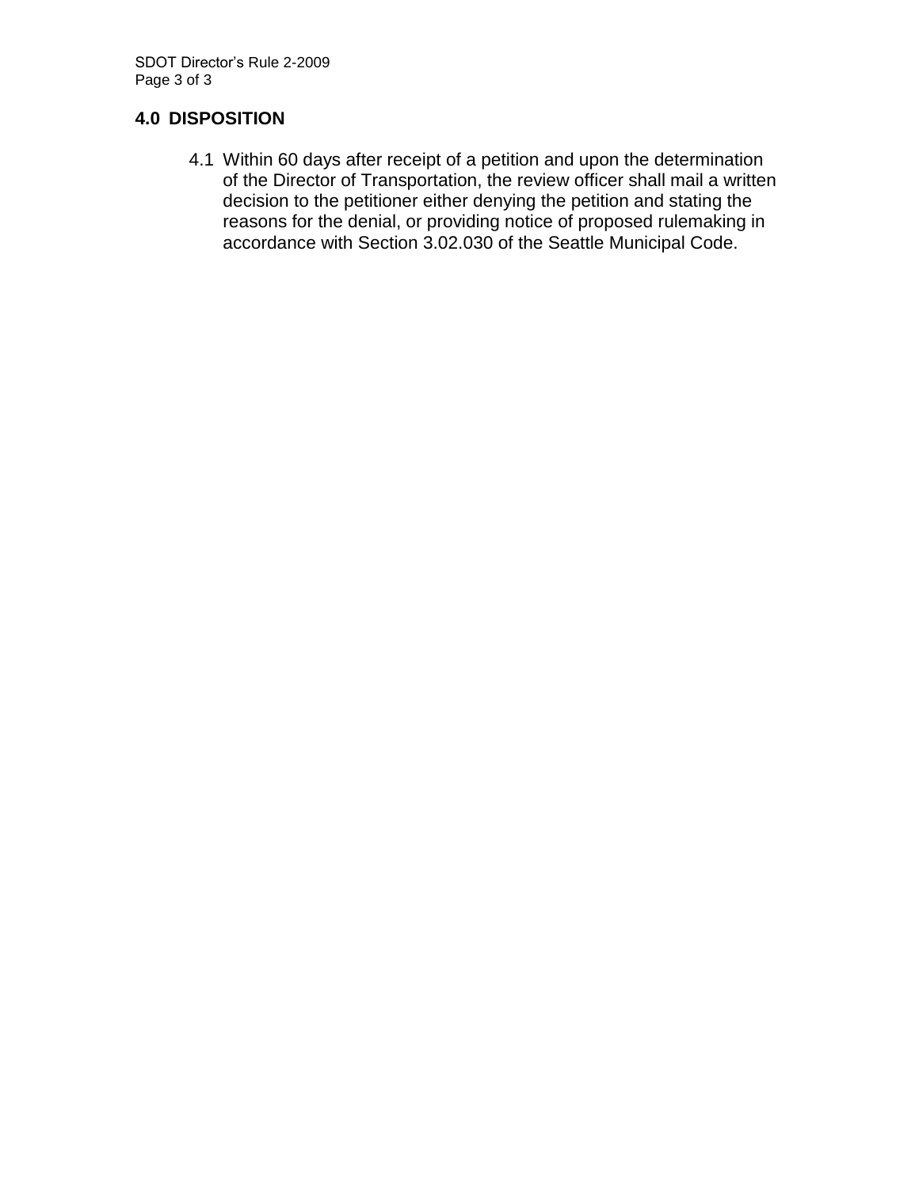## 4.0 DISPOSITION

4.1 Within 60 days after receipt of a petition and upon the determination of the Director of Transportation, the review officer shall mail a written decision to the petitioner either denying the petition and stating the reasons for the denial, or providing notice of proposed rulemaking in accordance with Section 3.02.030 of the Seattle Municipal Code.